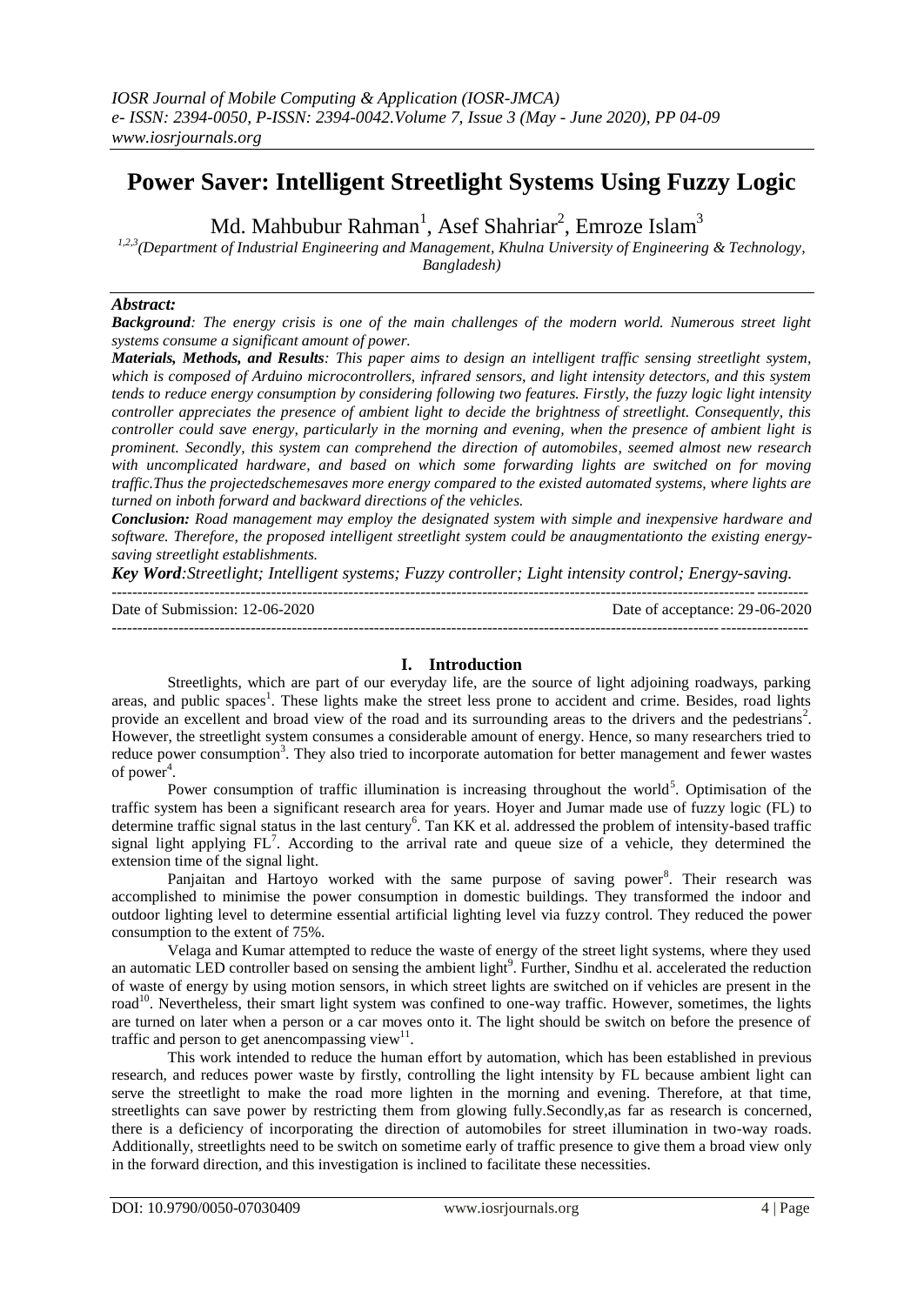# Power Saver: Intelligent Streetlight Systems Using Fuzzy Logic

Md. Mahbubur Rahman[1], Asef Shahriar[2], Emroze Islam[3]

[1,2,3](Department of Industrial Engineering and Management, Khulna University of Engineering & Technology, Bangladesh)

## *Abstract:*

***Background**: The energy crisis is one of the main challenges of the modern world. Numerous street light systems consume a significant amount of power.*

***Materials, Methods, and Results**: This paper aims to design an intelligent traffic sensing streetlight system, which is composed of Arduino microcontrollers, infrared sensors, and light intensity detectors, and this system tends to reduce energy consumption by considering following two features. Firstly, the fuzzy logic light intensity controller appreciates the presence of ambient light to decide the brightness of streetlight. Consequently, this controller could save energy, particularly in the morning and evening, when the presence of ambient light is prominent. Secondly, this system can comprehend the direction of automobiles, seemed almost new research with uncomplicated hardware, and based on which some forwarding lights are switched on for moving traffic.Thus the projectedschemesaves more energy compared to the existed automated systems, where lights are turned on inboth forward and backward directions of the vehicles.*

***Conclusion:** Road management may employ the designated system with simple and inexpensive hardware and software. Therefore, the proposed intelligent streetlight system could be anaugmentationto the existing energy-saving streetlight establishments.*

***Key Word**:Streetlight; Intelligent systems; Fuzzy controller; Light intensity control; Energy-saving.*

---

Date of Submission: 12-06-2020 Date of acceptance: 29-06-2020

---

## I. Introduction

Streetlights, which are part of our everyday life, are the source of light adjoining roadways, parking areas, and public spaces[1]. These lights make the street less prone to accident and crime. Besides, road lights provide an excellent and broad view of the road and its surrounding areas to the drivers and the pedestrians[2]. However, the streetlight system consumes a considerable amount of energy. Hence, so many researchers tried to reduce power consumption[3]. They also tried to incorporate automation for better management and fewer wastes of power[4].

Power consumption of traffic illumination is increasing throughout the world[5]. Optimisation of the traffic system has been a significant research area for years. Hoyer and Jumar made use of fuzzy logic (FL) to determine traffic signal status in the last century[6]. Tan KK et al. addressed the problem of intensity-based traffic signal light applying FL[7]. According to the arrival rate and queue size of a vehicle, they determined the extension time of the signal light.

Panjaitan and Hartoyo worked with the same purpose of saving power[8]. Their research was accomplished to minimise the power consumption in domestic buildings. They transformed the indoor and outdoor lighting level to determine essential artificial lighting level via fuzzy control. They reduced the power consumption to the extent of 75%.

Velaga and Kumar attempted to reduce the waste of energy of the street light systems, where they used an automatic LED controller based on sensing the ambient light[9]. Further, Sindhu et al. accelerated the reduction of waste of energy by using motion sensors, in which street lights are switched on if vehicles are present in the road[10]. Nevertheless, their smart light system was confined to one-way traffic. However, sometimes, the lights are turned on later when a person or a car moves onto it. The light should be switch on before the presence of traffic and person to get anencompassing view[11].

This work intended to reduce the human effort by automation, which has been established in previous research, and reduces power waste by firstly, controlling the light intensity by FL because ambient light can serve the streetlight to make the road more lighten in the morning and evening. Therefore, at that time, streetlights can save power by restricting them from glowing fully.Secondly,as far as research is concerned, there is a deficiency of incorporating the direction of automobiles for street illumination in two-way roads. Additionally, streetlights need to be switch on sometime early of traffic presence to give them a broad view only in the forward direction, and this investigation is inclined to facilitate these necessities.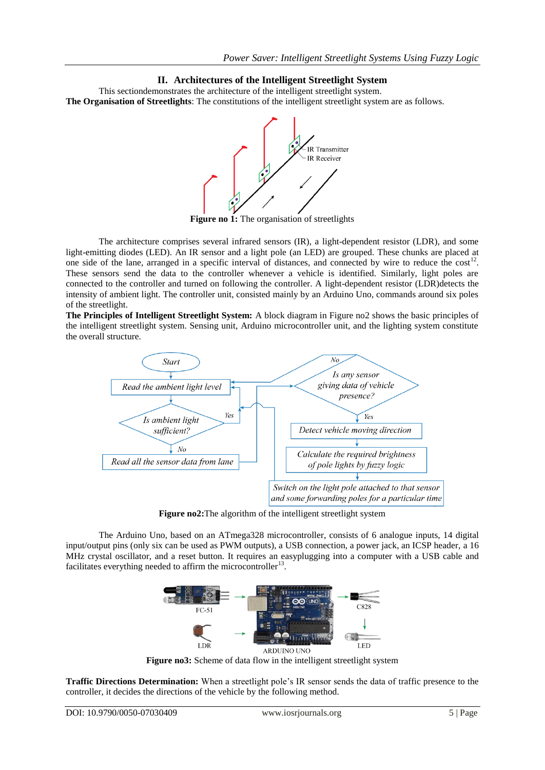## II. Architectures of the Intelligent Streetlight System

This sectiondemonstrates the architecture of the intelligent streetlight system.

**The Organisation of Streetlights**: The constitutions of the intelligent streetlight system are as follows.

**Figure no 1:** The organisation of streetlights

The architecture comprises several infrared sensors (IR), a light-dependent resistor (LDR), and some light-emitting diodes (LED). An IR sensor and a light pole (an LED) are grouped. These chunks are placed at one side of the lane, arranged in a specific interval of distances, and connected by wire to reduce the cost[12]. These sensors send the data to the controller whenever a vehicle is identified. Similarly, light poles are connected to the controller and turned on following the controller. A light-dependent resistor (LDR)detects the intensity of ambient light. The controller unit, consisted mainly by an Arduino Uno, commands around six poles of the streetlight.

**The Principles of Intelligent Streetlight System:** A block diagram in Figure no2 shows the basic principles of the intelligent streetlight system. Sensing unit, Arduino microcontroller unit, and the lighting system constitute the overall structure.

**Figure no2:**The algorithm of the intelligent streetlight system

The Arduino Uno, based on an ATmega328 microcontroller, consists of 6 analogue inputs, 14 digital input/output pins (only six can be used as PWM outputs), a USB connection, a power jack, an ICSP header, a 16 MHz crystal oscillator, and a reset button. It requires an easyplugging into a computer with a USB cable and facilitates everything needed to affirm the microcontroller[13].

**Figure no3:** Scheme of data flow in the intelligent streetlight system

**Traffic Directions Determination:** When a streetlight pole's IR sensor sends the data of traffic presence to the controller, it decides the directions of the vehicle by the following method.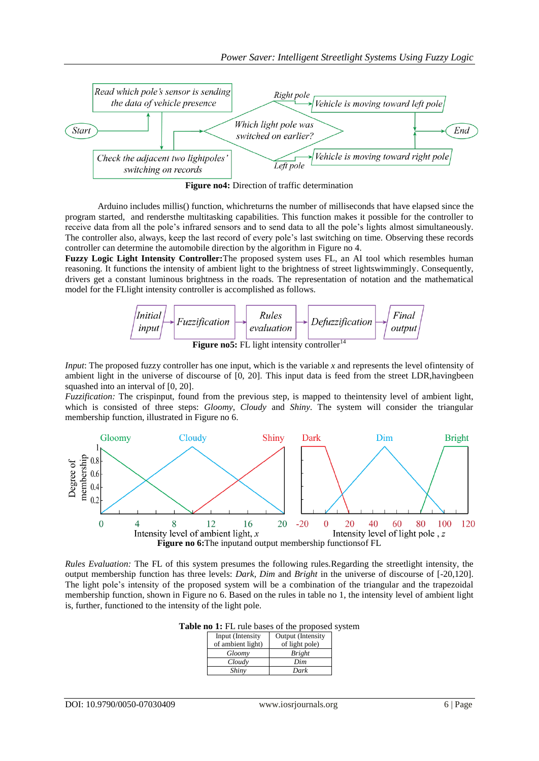**Figure no4:** Direction of traffic determination

Arduino includes millis() function, whichreturns the number of milliseconds that have elapsed since the program started, and rendersthe multitasking capabilities. This function makes it possible for the controller to receive data from all the pole's infrared sensors and to send data to all the pole's lights almost simultaneously. The controller also, always, keep the last record of every pole's last switching on time. Observing these records controller can determine the automobile direction by the algorithm in Figure no 4.

**Fuzzy Logic Light Intensity Controller:**The proposed system uses FL, an AI tool which resembles human reasoning. It functions the intensity of ambient light to the brightness of street lightswimmingly. Consequently, drivers get a constant luminous brightness in the roads. The representation of notation and the mathematical model for the FLlight intensity controller is accomplished as follows.

**Figure no5:** FL light intensity controller[14]

*Input*: The proposed fuzzy controller has one input, which is the variable *x* and represents the level ofintensity of ambient light in the universe of discourse of [0, 20]. This input data is feed from the street LDR,havingbeen squashed into an interval of [0, 20].

*Fuzzification:* The crispinput, found from the previous step, is mapped to theintensity level of ambient light, which is consisted of three steps: *Gloomy*, *Cloudy* and *Shiny*. The system will consider the triangular membership function, illustrated in Figure no 6.

**Figure no 6:**The inputand output membership functionsof FL

*Rules Evaluation:* The FL of this system presumes the following rules.Regarding the streetlight intensity, the output membership function has three levels: *Dark*, *Dim* and *Bright* in the universe of discourse of [-20,120]. The light pole's intensity of the proposed system will be a combination of the triangular and the trapezoidal membership function, shown in Figure no 6. Based on the rules in table no 1, the intensity level of ambient light is, further, functioned to the intensity of the light pole.

**Table no 1:** FL rule bases of the proposed system

| Input (Intensity of ambient light) | Output (Intensity of light pole) |
|---|---|
| *Gloomy* | *Bright* |
| *Cloudy* | *Dim* |
| *Shiny* | *Dark* |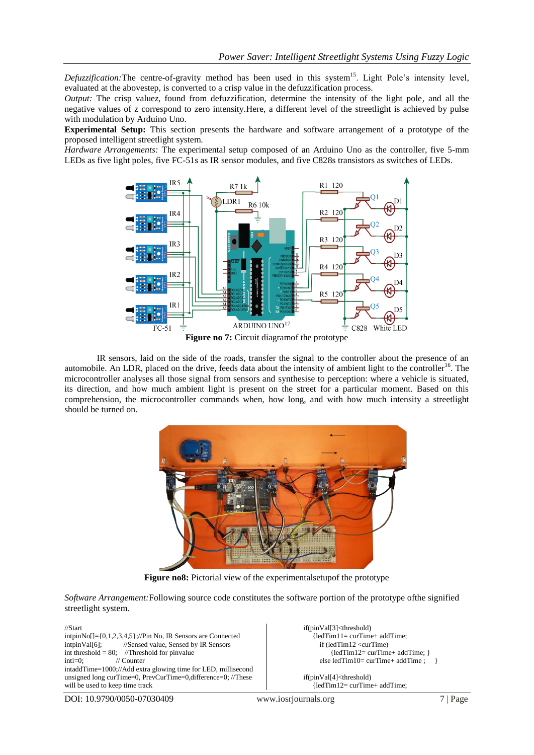*Defuzzification:*The centre-of-gravity method has been used in this system[15]. Light Pole's intensity level, evaluated at the abovestep, is converted to a crisp value in the defuzzification process.

*Output:* The crisp valuez, found from defuzzification, determine the intensity of the light pole, and all the negative values of z correspond to zero intensity.Here, a different level of the streetlight is achieved by pulse with modulation by Arduino Uno.

**Experimental Setup:** This section presents the hardware and software arrangement of a prototype of the proposed intelligent streetlight system.

*Hardware Arrangements:* The experimental setup composed of an Arduino Uno as the controller, five 5-mm LEDs as five light poles, five FC-51s as IR sensor modules, and five C828s transistors as switches of LEDs.

**Figure no 7:** Circuit diagramof the prototype

IR sensors, laid on the side of the roads, transfer the signal to the controller about the presence of an automobile. An LDR, placed on the drive, feeds data about the intensity of ambient light to the controller[16]. The microcontroller analyses all those signal from sensors and synthesise to perception: where a vehicle is situated, its direction, and how much ambient light is present on the street for a particular moment. Based on this comprehension, the microcontroller commands when, how long, and with how much intensity a streetlight should be turned on.

**Figure no8:** Pictorial view of the experimentalsetupof the prototype

*Software Arrangement:*Following source code constitutes the software portion of the prototype ofthe signified streetlight system.

```
//Start
intpinNo[]={0,1,2,3,4,5};//Pin No, IR Sensors are Connected
intpinVal[6];        //Sensed value, Sensed by IR Sensors
int threshold = 80;   //Threshold for pinvalue
inti=0;              // Counter
intaddTime=1000;//Add extra glowing time for LED, millisecond
unsigned long curTime=0, PrevCurTime=0,difference=0; //These will be used to keep time track

if(pinVal[3]<threshold)
    {ledTim11= curTime+ addTime;
     if (ledTim12 <curTime)
          {ledTim12= curTime+ addTime; }
     else ledTim10= curTime+ addTime ;    }

if(pinVal[4]<threshold)
    {ledTim12= curTime+ addTime;
```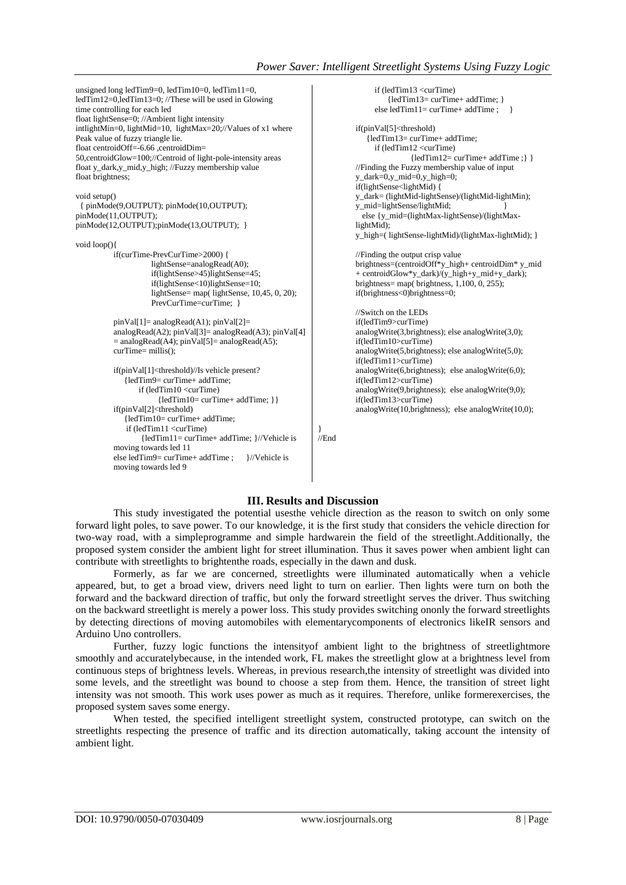```
unsigned long ledTim9=0, ledTim10=0, ledTim11=0,
ledTim12=0,ledTim13=0; //These will be used in Glowing
time controlling for each led
float lightSense=0; //Ambient light intensity
intlightMin=0, lightMid=10,  lightMax=20;//Values of x1 where
Peak value of fuzzy triangle lie.
float centroidOff=-6.66 ,centroidDim=
50,centroidGlow=100;//Centroid of light-pole-intensity areas
float y_dark,y_mid,y_high; //Fuzzy membership value
float brightness;

void setup()
  { pinMode(9,OUTPUT); pinMode(10,OUTPUT);
pinMode(11,OUTPUT);
pinMode(12,OUTPUT);pinMode(13,OUTPUT);  }

void loop(){
        if(curTime-PrevCurTime>2000) {
                lightSense=analogRead(A0);
                if(lightSense>45)lightSense=45;
                if(lightSense<10)lightSense=10;
                lightSense= map( lightSense, 10,45, 0, 20);
                PrevCurTime=curTime;  }

        pinVal[1]= analogRead(A1); pinVal[2]=
        analogRead(A2); pinVal[3]= analogRead(A3); pinVal[4]
        = analogRead(A4); pinVal[5]= analogRead(A5);
        curTime= millis();

        if(pinVal[1]<threshold)//Is vehicle present?
            {ledTim9= curTime+ addTime;
                if (ledTim10 <curTime)
                    {ledTim10= curTime+ addTime; }}
        if(pinVal[2]<threshold)
            {ledTim10= curTime+ addTime;
             if (ledTim11 <curTime)
                 {ledTim11= curTime+ addTime; }//Vehicle is
        moving towards led 11
        else ledTim9= curTime+ addTime ;     }//Vehicle is
        moving towards led 9
            if (ledTim13 <curTime)
                {ledTim13= curTime+ addTime; }
            else ledTim11= curTime+ addTime ;     }

        if(pinVal[5]<threshold)
            {ledTim13= curTime+ addTime;
              if (ledTim12 <curTime)
                    {ledTim12= curTime+ addTime ;} }
        //Finding the Fuzzy membership value of input
        y_dark=0,y_mid=0,y_high=0;
        if(lightSense<lightMid) {
        y_dark= (lightMid-lightSense)/(lightMid-lightMin);
        y_mid=lightSense/lightMid;                    }
          else {y_mid=(lightMax-lightSense)/(lightMax-
        lightMid);
        y_high=( lightSense-lightMid)/(lightMax-lightMid); }

        //Finding the output crisp value
        brightness=(centroidOff*y_high+ centroidDim* y_mid
        + centroidGlow*y_dark)/(y_high+y_mid+y_dark);
        brightness= map( brightness, 1,100, 0, 255);
        if(brightness<0)brightness=0;

        //Switch on the LEDs
        if(ledTim9>curTime)
        analogWrite(3,brightness); else analogWrite(3,0);
        if(ledTim10>curTime)
        analogWrite(5,brightness); else analogWrite(5,0);
        if(ledTim11>curTime)
        analogWrite(6,brightness);  else analogWrite(6,0);
        if(ledTim12>curTime)
        analogWrite(9,brightness);  else analogWrite(9,0);
        if(ledTim13>curTime)
        analogWrite(10,brightness);  else analogWrite(10,0);

}
//End
```

## III. Results and Discussion

This study investigated the potential usesthe vehicle direction as the reason to switch on only some forward light poles, to save power. To our knowledge, it is the first study that considers the vehicle direction for two-way road, with a simpleprogramme and simple hardwarein the field of the streetlight.Additionally, the proposed system consider the ambient light for street illumination. Thus it saves power when ambient light can contribute with streetlights to brightenthe roads, especially in the dawn and dusk.

Formerly, as far we are concerned, streetlights were illuminated automatically when a vehicle appeared, but, to get a broad view, drivers need light to turn on earlier. Then lights were turn on both the forward and the backward direction of traffic, but only the forward streetlight serves the driver. Thus switching on the backward streetlight is merely a power loss. This study provides switching ononly the forward streetlights by detecting directions of moving automobiles with elementarycomponents of electronics likeIR sensors and Arduino Uno controllers.

Further, fuzzy logic functions the intensityof ambient light to the brightness of streetlightmore smoothly and accuratelybecause, in the intended work, FL makes the streetlight glow at a brightness level from continuous steps of brightness levels. Whereas, in previous research,the intensity of streetlight was divided into some levels, and the streetlight was bound to choose a step from them. Hence, the transition of street light intensity was not smooth. This work uses power as much as it requires. Therefore, unlike formerexercises, the proposed system saves some energy.

When tested, the specified intelligent streetlight system, constructed prototype, can switch on the streetlights respecting the presence of traffic and its direction automatically, taking account the intensity of ambient light.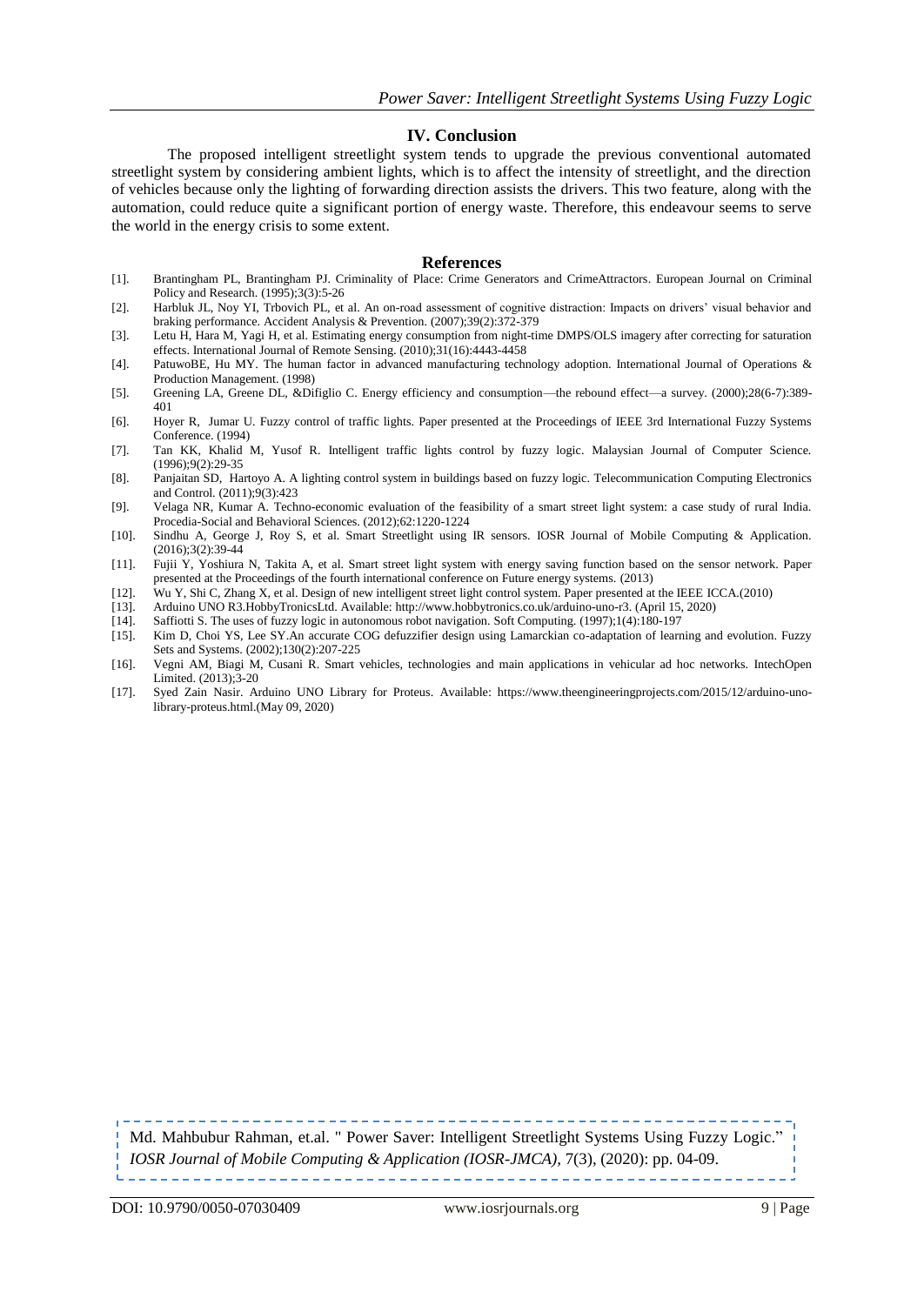## IV. Conclusion

The proposed intelligent streetlight system tends to upgrade the previous conventional automated streetlight system by considering ambient lights, which is to affect the intensity of streetlight, and the direction of vehicles because only the lighting of forwarding direction assists the drivers. This two feature, along with the automation, could reduce quite a significant portion of energy waste. Therefore, this endeavour seems to serve the world in the energy crisis to some extent.

## References

[1]. Brantingham PL, Brantingham PJ. Criminality of Place: Crime Generators and CrimeAttractors. European Journal on Criminal Policy and Research. (1995);3(3):5-26

[2]. Harbluk JL, Noy YI, Trbovich PL, et al. An on-road assessment of cognitive distraction: Impacts on drivers' visual behavior and braking performance. Accident Analysis & Prevention. (2007);39(2):372-379

[3]. Letu H, Hara M, Yagi H, et al. Estimating energy consumption from night-time DMPS/OLS imagery after correcting for saturation effects. International Journal of Remote Sensing. (2010);31(16):4443-4458

[4]. PatuwoBE, Hu MY. The human factor in advanced manufacturing technology adoption. International Journal of Operations & Production Management. (1998)

[5]. Greening LA, Greene DL, &Difiglio C. Energy efficiency and consumption—the rebound effect—a survey. (2000);28(6-7):389-401

[6]. Hoyer R, Jumar U. Fuzzy control of traffic lights. Paper presented at the Proceedings of IEEE 3rd International Fuzzy Systems Conference. (1994)

[7]. Tan KK, Khalid M, Yusof R. Intelligent traffic lights control by fuzzy logic. Malaysian Journal of Computer Science. (1996);9(2):29-35

[8]. Panjaitan SD, Hartoyo A. A lighting control system in buildings based on fuzzy logic. Telecommunication Computing Electronics and Control. (2011);9(3):423

[9]. Velaga NR, Kumar A. Techno-economic evaluation of the feasibility of a smart street light system: a case study of rural India. Procedia-Social and Behavioral Sciences. (2012);62:1220-1224

[10]. Sindhu A, George J, Roy S, et al. Smart Streetlight using IR sensors. IOSR Journal of Mobile Computing & Application. (2016);3(2):39-44

[11]. Fujii Y, Yoshiura N, Takita A, et al. Smart street light system with energy saving function based on the sensor network. Paper presented at the Proceedings of the fourth international conference on Future energy systems. (2013)

[12]. Wu Y, Shi C, Zhang X, et al. Design of new intelligent street light control system. Paper presented at the IEEE ICCA.(2010)

[13]. Arduino UNO R3.HobbyTronicsLtd. Available: http://www.hobbytronics.co.uk/arduino-uno-r3. (April 15, 2020)

[14]. Saffiotti S. The uses of fuzzy logic in autonomous robot navigation. Soft Computing. (1997);1(4):180-197

[15]. Kim D, Choi YS, Lee SY.An accurate COG defuzzifier design using Lamarckian co-adaptation of learning and evolution. Fuzzy Sets and Systems. (2002);130(2):207-225

[16]. Vegni AM, Biagi M, Cusani R. Smart vehicles, technologies and main applications in vehicular ad hoc networks. IntechOpen Limited. (2013);3-20

[17]. Syed Zain Nasir. Arduino UNO Library for Proteus. Available: https://www.theengineeringprojects.com/2015/12/arduino-uno-library-proteus.html.(May 09, 2020)

Md. Mahbubur Rahman, et.al. " Power Saver: Intelligent Streetlight Systems Using Fuzzy Logic." *IOSR Journal of Mobile Computing & Application (IOSR-JMCA)*, 7(3), (2020): pp. 04-09.